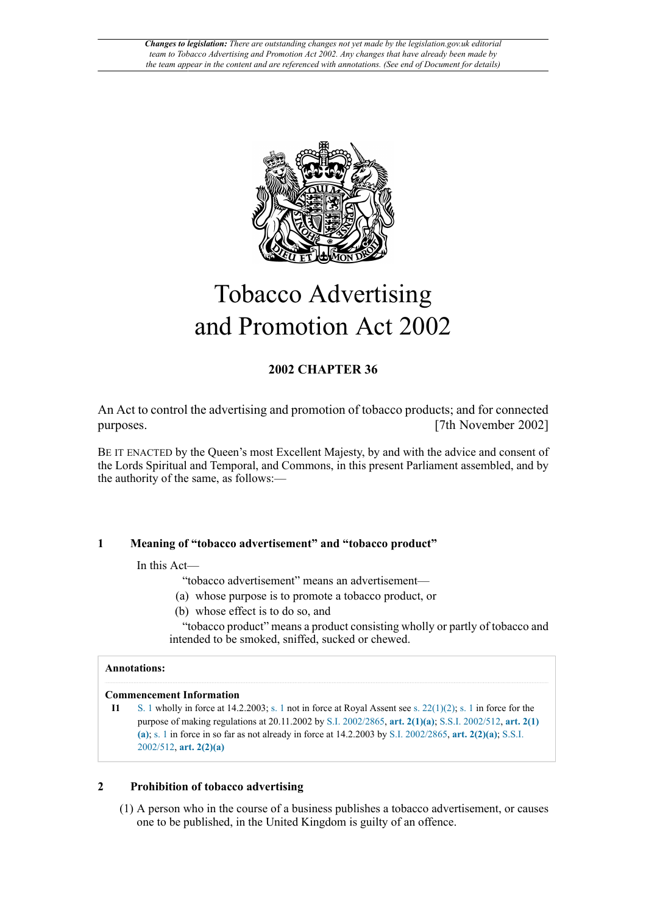*Changes to legislation: There are outstanding changes not yet made by the legislation.gov.uk editorial team to Tobacco Advertising and Promotion Act 2002. Any changes that have already been made by the team appear in the content and are referenced with annotations. (See end of Document for details)*

# Tobacco Advertising and Promotion Act 2002

**2002 CHAPTER 36**

An Act to control the advertising and promotion of tobacco products; and for connected purposes. [7th November 2002]

BE IT ENACTED by the Queen's most Excellent Majesty, by and with the advice and consent of the Lords Spiritual and Temporal, and Commons, in this present Parliament assembled, and by the authority of the same, as follows:—

## 1 Meaning of "tobacco advertisement" and "tobacco product"

In this Act—

"tobacco advertisement" means an advertisement—

(a) whose purpose is to promote a tobacco product, or

(b) whose effect is to do so, and

"tobacco product" means a product consisting wholly or partly of tobacco and intended to be smoked, sniffed, sucked or chewed.

**Annotations:**

**Commencement Information**

**I1** S. 1 wholly in force at 14.2.2003; s. 1 not in force at Royal Assent see s. 22(1)(2); s. 1 in force for the purpose of making regulations at 20.11.2002 by S.I. 2002/2865, **art. 2(1)(a)**; S.S.I. 2002/512, **art. 2(1)(a)**; s. 1 in force in so far as not already in force at 14.2.2003 by S.I. 2002/2865, **art. 2(2)(a)**; S.S.I. 2002/512, **art. 2(2)(a)**

## 2 Prohibition of tobacco advertising

(1) A person who in the course of a business publishes a tobacco advertisement, or causes one to be published, in the United Kingdom is guilty of an offence.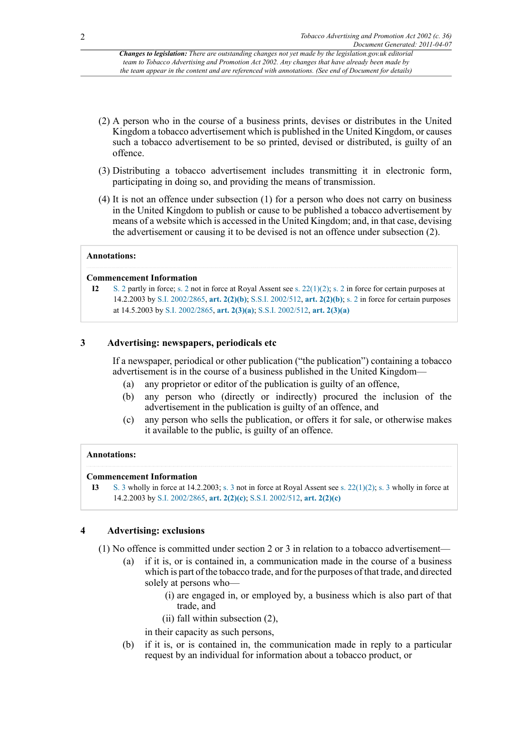(2) A person who in the course of a business prints, devises or distributes in the United Kingdom a tobacco advertisement which is published in the United Kingdom, or causes such a tobacco advertisement to be so printed, devised or distributed, is guilty of an offence.

(3) Distributing a tobacco advertisement includes transmitting it in electronic form, participating in doing so, and providing the means of transmission.

(4) It is not an offence under subsection (1) for a person who does not carry on business in the United Kingdom to publish or cause to be published a tobacco advertisement by means of a website which is accessed in the United Kingdom; and, in that case, devising the advertisement or causing it to be devised is not an offence under subsection (2).

**Annotations:**

**Commencement Information**

**I2** S. 2 partly in force; s. 2 not in force at Royal Assent see s. 22(1)(2); s. 2 in force for certain purposes at 14.2.2003 by S.I. 2002/2865, **art. 2(2)(b)**; S.S.I. 2002/512, **art. 2(2)(b)**; s. 2 in force for certain purposes at 14.5.2003 by S.I. 2002/2865, **art. 2(3)(a)**; S.S.I. 2002/512, **art. 2(3)(a)**

## 3 Advertising: newspapers, periodicals etc

If a newspaper, periodical or other publication ("the publication") containing a tobacco advertisement is in the course of a business published in the United Kingdom—

(a) any proprietor or editor of the publication is guilty of an offence,

(b) any person who (directly or indirectly) procured the inclusion of the advertisement in the publication is guilty of an offence, and

(c) any person who sells the publication, or offers it for sale, or otherwise makes it available to the public, is guilty of an offence.

**Annotations:**

**Commencement Information**

**I3** S. 3 wholly in force at 14.2.2003; s. 3 not in force at Royal Assent see s. 22(1)(2); s. 3 wholly in force at 14.2.2003 by S.I. 2002/2865, **art. 2(2)(c)**; S.S.I. 2002/512, **art. 2(2)(c)**

## 4 Advertising: exclusions

(1) No offence is committed under section 2 or 3 in relation to a tobacco advertisement—

(a) if it is, or is contained in, a communication made in the course of a business which is part of the tobacco trade, and for the purposes of that trade, and directed solely at persons who—

(i) are engaged in, or employed by, a business which is also part of that trade, and

(ii) fall within subsection (2),

in their capacity as such persons,

(b) if it is, or is contained in, the communication made in reply to a particular request by an individual for information about a tobacco product, or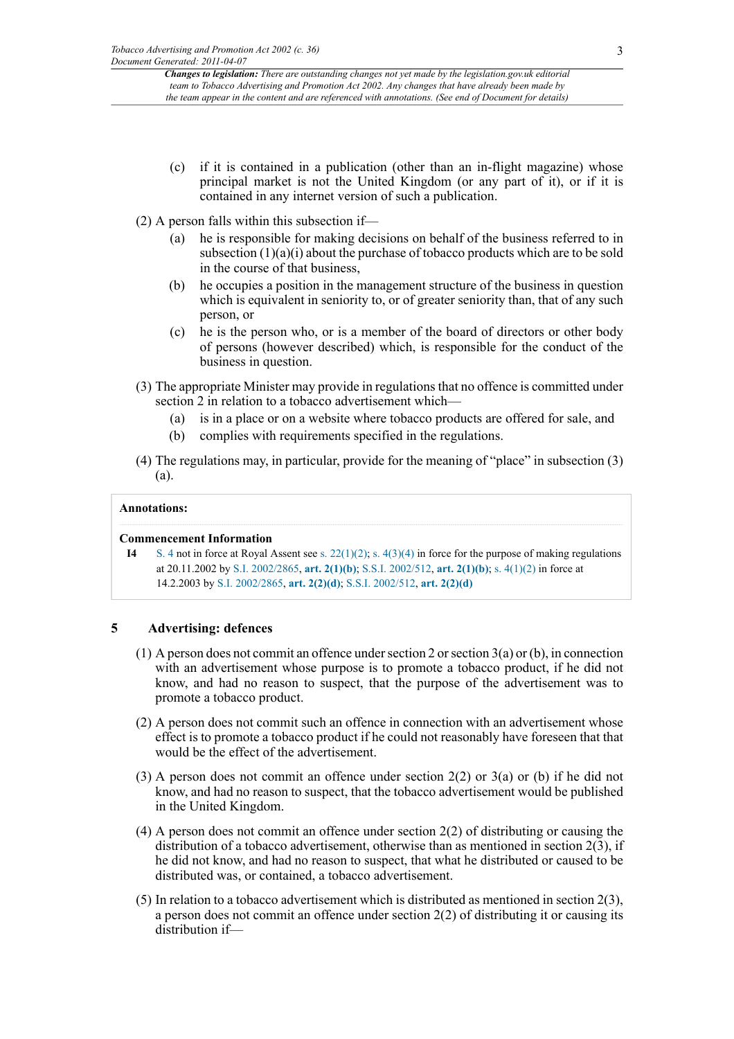(c) if it is contained in a publication (other than an in-flight magazine) whose principal market is not the United Kingdom (or any part of it), or if it is contained in any internet version of such a publication.

(2) A person falls within this subsection if—

(a) he is responsible for making decisions on behalf of the business referred to in subsection (1)(a)(i) about the purchase of tobacco products which are to be sold in the course of that business,

(b) he occupies a position in the management structure of the business in question which is equivalent in seniority to, or of greater seniority than, that of any such person, or

(c) he is the person who, or is a member of the board of directors or other body of persons (however described) which, is responsible for the conduct of the business in question.

(3) The appropriate Minister may provide in regulations that no offence is committed under section 2 in relation to a tobacco advertisement which—

(a) is in a place or on a website where tobacco products are offered for sale, and

(b) complies with requirements specified in the regulations.

(4) The regulations may, in particular, provide for the meaning of "place" in subsection (3)(a).

**Annotations:**

**Commencement Information**

**I4** S. 4 not in force at Royal Assent see s. 22(1)(2); s. 4(3)(4) in force for the purpose of making regulations at 20.11.2002 by S.I. 2002/2865, **art. 2(1)(b)**; S.S.I. 2002/512, **art. 2(1)(b)**; s. 4(1)(2) in force at 14.2.2003 by S.I. 2002/2865, **art. 2(2)(d)**; S.S.I. 2002/512, **art. 2(2)(d)**

## 5 Advertising: defences

(1) A person does not commit an offence under section 2 or section 3(a) or (b), in connection with an advertisement whose purpose is to promote a tobacco product, if he did not know, and had no reason to suspect, that the purpose of the advertisement was to promote a tobacco product.

(2) A person does not commit such an offence in connection with an advertisement whose effect is to promote a tobacco product if he could not reasonably have foreseen that that would be the effect of the advertisement.

(3) A person does not commit an offence under section 2(2) or 3(a) or (b) if he did not know, and had no reason to suspect, that the tobacco advertisement would be published in the United Kingdom.

(4) A person does not commit an offence under section 2(2) of distributing or causing the distribution of a tobacco advertisement, otherwise than as mentioned in section 2(3), if he did not know, and had no reason to suspect, that what he distributed or caused to be distributed was, or contained, a tobacco advertisement.

(5) In relation to a tobacco advertisement which is distributed as mentioned in section 2(3), a person does not commit an offence under section 2(2) of distributing it or causing its distribution if—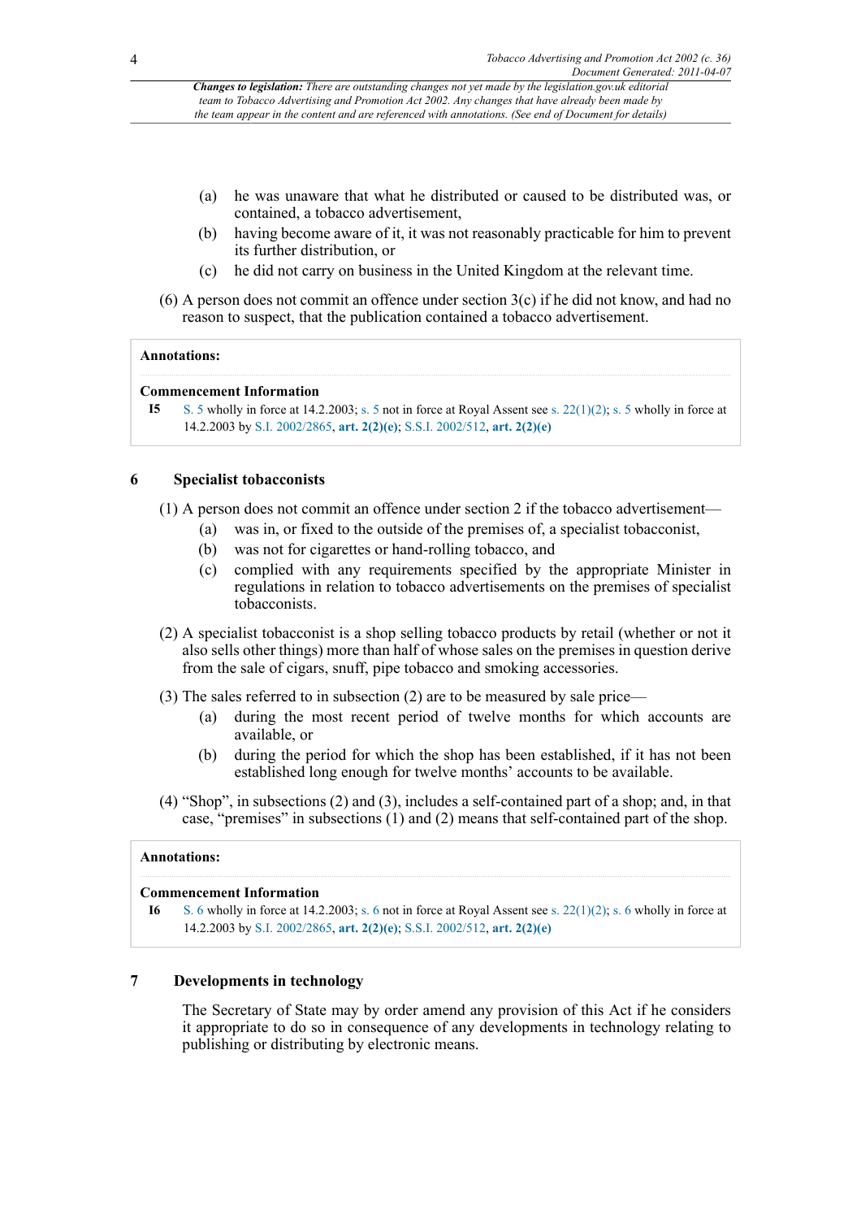*Changes to legislation: There are outstanding changes not yet made by the legislation.gov.uk editorial team to Tobacco Advertising and Promotion Act 2002. Any changes that have already been made by the team appear in the content and are referenced with annotations. (See end of Document for details)*

(a) he was unaware that what he distributed or caused to be distributed was, or contained, a tobacco advertisement,

(b) having become aware of it, it was not reasonably practicable for him to prevent its further distribution, or

(c) he did not carry on business in the United Kingdom at the relevant time.

(6) A person does not commit an offence under section 3(c) if he did not know, and had no reason to suspect, that the publication contained a tobacco advertisement.

**Annotations:**

**Commencement Information**

**I5** S. 5 wholly in force at 14.2.2003; s. 5 not in force at Royal Assent see s. 22(1)(2); s. 5 wholly in force at 14.2.2003 by S.I. 2002/2865, **art. 2(2)(e)**; S.S.I. 2002/512, **art. 2(2)(e)**

## 6 Specialist tobacconists

(1) A person does not commit an offence under section 2 if the tobacco advertisement—

(a) was in, or fixed to the outside of the premises of, a specialist tobacconist,

(b) was not for cigarettes or hand-rolling tobacco, and

(c) complied with any requirements specified by the appropriate Minister in regulations in relation to tobacco advertisements on the premises of specialist tobacconists.

(2) A specialist tobacconist is a shop selling tobacco products by retail (whether or not it also sells other things) more than half of whose sales on the premises in question derive from the sale of cigars, snuff, pipe tobacco and smoking accessories.

(3) The sales referred to in subsection (2) are to be measured by sale price—

(a) during the most recent period of twelve months for which accounts are available, or

(b) during the period for which the shop has been established, if it has not been established long enough for twelve months' accounts to be available.

(4) "Shop", in subsections (2) and (3), includes a self-contained part of a shop; and, in that case, "premises" in subsections (1) and (2) means that self-contained part of the shop.

**Annotations:**

**Commencement Information**

**I6** S. 6 wholly in force at 14.2.2003; s. 6 not in force at Royal Assent see s. 22(1)(2); s. 6 wholly in force at 14.2.2003 by S.I. 2002/2865, **art. 2(2)(e)**; S.S.I. 2002/512, **art. 2(2)(e)**

## 7 Developments in technology

The Secretary of State may by order amend any provision of this Act if he considers it appropriate to do so in consequence of any developments in technology relating to publishing or distributing by electronic means.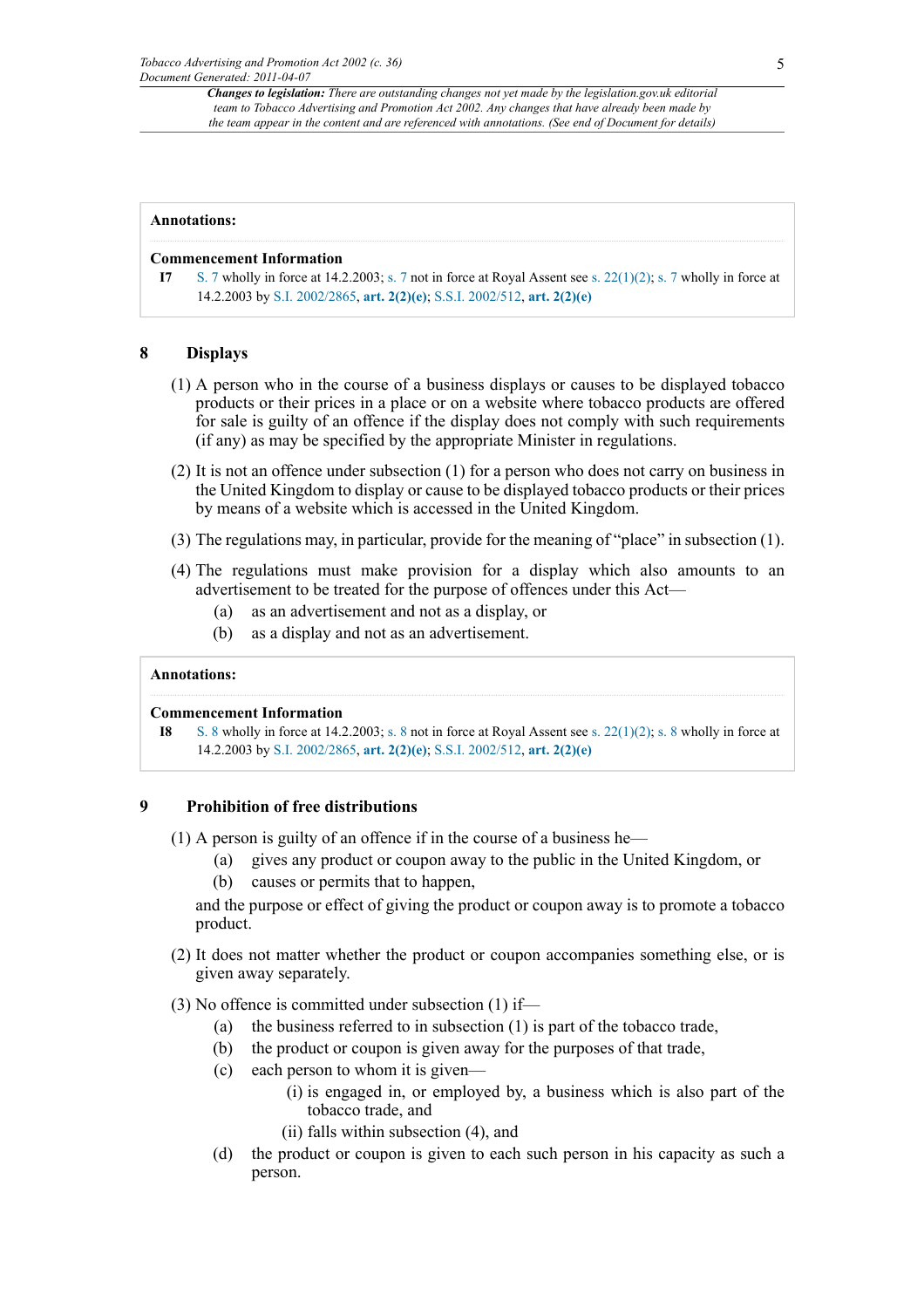*Changes to legislation: There are outstanding changes not yet made by the legislation.gov.uk editorial team to Tobacco Advertising and Promotion Act 2002. Any changes that have already been made by the team appear in the content and are referenced with annotations. (See end of Document for details)*

**Annotations:**

**Commencement Information**

**I7** S. 7 wholly in force at 14.2.2003; s. 7 not in force at Royal Assent see s. 22(1)(2); s. 7 wholly in force at 14.2.2003 by S.I. 2002/2865, **art. 2(2)(e)**; S.S.I. 2002/512, **art. 2(2)(e)**

## 8 Displays

(1) A person who in the course of a business displays or causes to be displayed tobacco products or their prices in a place or on a website where tobacco products are offered for sale is guilty of an offence if the display does not comply with such requirements (if any) as may be specified by the appropriate Minister in regulations.

(2) It is not an offence under subsection (1) for a person who does not carry on business in the United Kingdom to display or cause to be displayed tobacco products or their prices by means of a website which is accessed in the United Kingdom.

(3) The regulations may, in particular, provide for the meaning of "place" in subsection (1).

(4) The regulations must make provision for a display which also amounts to an advertisement to be treated for the purpose of offences under this Act—

- (a) as an advertisement and not as a display, or
- (b) as a display and not as an advertisement.

**Annotations:**

**Commencement Information**

**I8** S. 8 wholly in force at 14.2.2003; s. 8 not in force at Royal Assent see s. 22(1)(2); s. 8 wholly in force at 14.2.2003 by S.I. 2002/2865, **art. 2(2)(e)**; S.S.I. 2002/512, **art. 2(2)(e)**

## 9 Prohibition of free distributions

(1) A person is guilty of an offence if in the course of a business he—

- (a) gives any product or coupon away to the public in the United Kingdom, or
- (b) causes or permits that to happen,

and the purpose or effect of giving the product or coupon away is to promote a tobacco product.

(2) It does not matter whether the product or coupon accompanies something else, or is given away separately.

(3) No offence is committed under subsection (1) if—

- (a) the business referred to in subsection (1) is part of the tobacco trade,
- (b) the product or coupon is given away for the purposes of that trade,
- (c) each person to whom it is given—
  - (i) is engaged in, or employed by, a business which is also part of the tobacco trade, and
  - (ii) falls within subsection (4), and
- (d) the product or coupon is given to each such person in his capacity as such a person.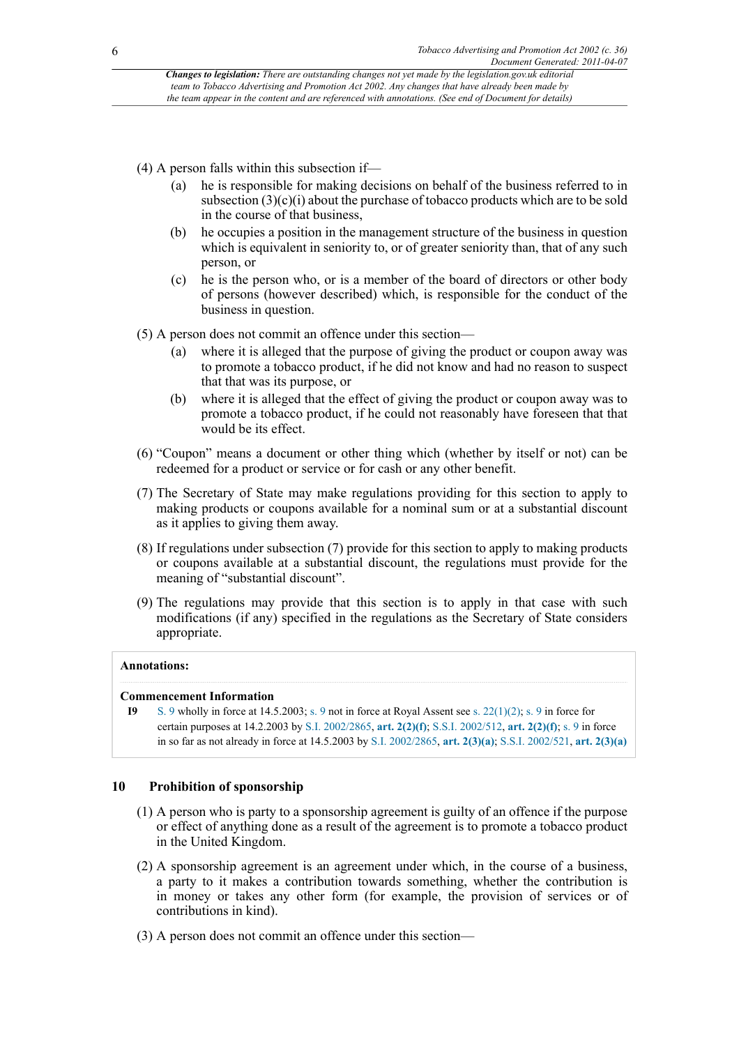(4) A person falls within this subsection if—

- (a) he is responsible for making decisions on behalf of the business referred to in subsection (3)(c)(i) about the purchase of tobacco products which are to be sold in the course of that business,
- (b) he occupies a position in the management structure of the business in question which is equivalent in seniority to, or of greater seniority than, that of any such person, or
- (c) he is the person who, or is a member of the board of directors or other body of persons (however described) which, is responsible for the conduct of the business in question.

(5) A person does not commit an offence under this section—

- (a) where it is alleged that the purpose of giving the product or coupon away was to promote a tobacco product, if he did not know and had no reason to suspect that that was its purpose, or
- (b) where it is alleged that the effect of giving the product or coupon away was to promote a tobacco product, if he could not reasonably have foreseen that that would be its effect.

(6) "Coupon" means a document or other thing which (whether by itself or not) can be redeemed for a product or service or for cash or any other benefit.

(7) The Secretary of State may make regulations providing for this section to apply to making products or coupons available for a nominal sum or at a substantial discount as it applies to giving them away.

(8) If regulations under subsection (7) provide for this section to apply to making products or coupons available at a substantial discount, the regulations must provide for the meaning of "substantial discount".

(9) The regulations may provide that this section is to apply in that case with such modifications (if any) specified in the regulations as the Secretary of State considers appropriate.

**Annotations:**

**Commencement Information**

**I9** S. 9 wholly in force at 14.5.2003; s. 9 not in force at Royal Assent see s. 22(1)(2); s. 9 in force for certain purposes at 14.2.2003 by S.I. 2002/2865, **art. 2(2)(f)**; S.S.I. 2002/512, **art. 2(2)(f)**; s. 9 in force in so far as not already in force at 14.5.2003 by S.I. 2002/2865, **art. 2(3)(a)**; S.S.I. 2002/521, **art. 2(3)(a)**

## 10 Prohibition of sponsorship

(1) A person who is party to a sponsorship agreement is guilty of an offence if the purpose or effect of anything done as a result of the agreement is to promote a tobacco product in the United Kingdom.

(2) A sponsorship agreement is an agreement under which, in the course of a business, a party to it makes a contribution towards something, whether the contribution is in money or takes any other form (for example, the provision of services or of contributions in kind).

(3) A person does not commit an offence under this section—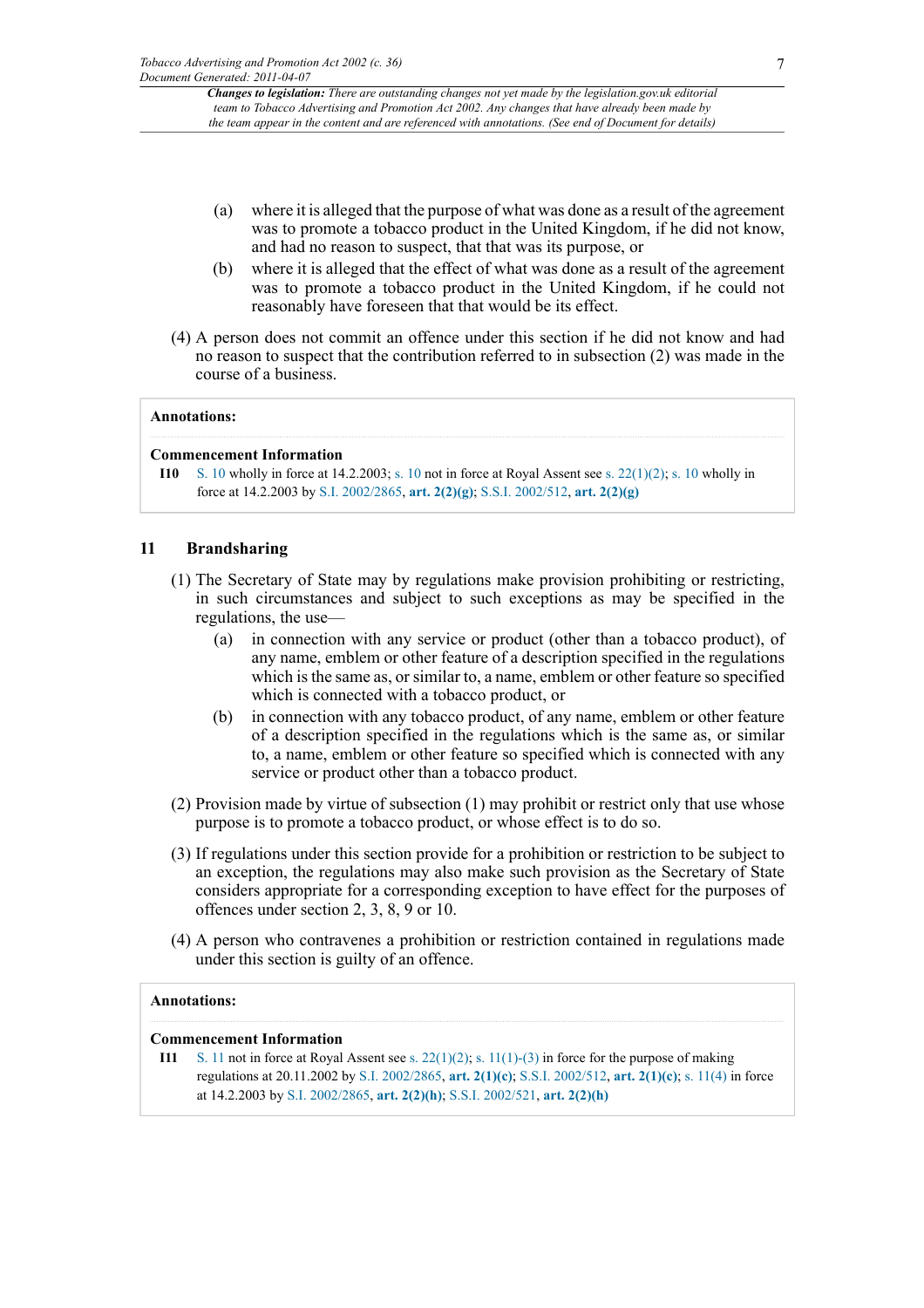(a) where it is alleged that the purpose of what was done as a result of the agreement was to promote a tobacco product in the United Kingdom, if he did not know, and had no reason to suspect, that that was its purpose, or

(b) where it is alleged that the effect of what was done as a result of the agreement was to promote a tobacco product in the United Kingdom, if he could not reasonably have foreseen that that would be its effect.

(4) A person does not commit an offence under this section if he did not know and had no reason to suspect that the contribution referred to in subsection (2) was made in the course of a business.

**Annotations:**

**Commencement Information**

**I10** S. 10 wholly in force at 14.2.2003; s. 10 not in force at Royal Assent see s. 22(1)(2); s. 10 wholly in force at 14.2.2003 by S.I. 2002/2865, **art. 2(2)(g)**; S.S.I. 2002/512, **art. 2(2)(g)**

## 11 Brandsharing

(1) The Secretary of State may by regulations make provision prohibiting or restricting, in such circumstances and subject to such exceptions as may be specified in the regulations, the use—

(a) in connection with any service or product (other than a tobacco product), of any name, emblem or other feature of a description specified in the regulations which is the same as, or similar to, a name, emblem or other feature so specified which is connected with a tobacco product, or

(b) in connection with any tobacco product, of any name, emblem or other feature of a description specified in the regulations which is the same as, or similar to, a name, emblem or other feature so specified which is connected with any service or product other than a tobacco product.

(2) Provision made by virtue of subsection (1) may prohibit or restrict only that use whose purpose is to promote a tobacco product, or whose effect is to do so.

(3) If regulations under this section provide for a prohibition or restriction to be subject to an exception, the regulations may also make such provision as the Secretary of State considers appropriate for a corresponding exception to have effect for the purposes of offences under section 2, 3, 8, 9 or 10.

(4) A person who contravenes a prohibition or restriction contained in regulations made under this section is guilty of an offence.

**Annotations:**

**Commencement Information**

**I11** S. 11 not in force at Royal Assent see s. 22(1)(2); s. 11(1)-(3) in force for the purpose of making regulations at 20.11.2002 by S.I. 2002/2865, **art. 2(1)(c)**; S.S.I. 2002/512, **art. 2(1)(c)**; s. 11(4) in force at 14.2.2003 by S.I. 2002/2865, **art. 2(2)(h)**; S.S.I. 2002/521, **art. 2(2)(h)**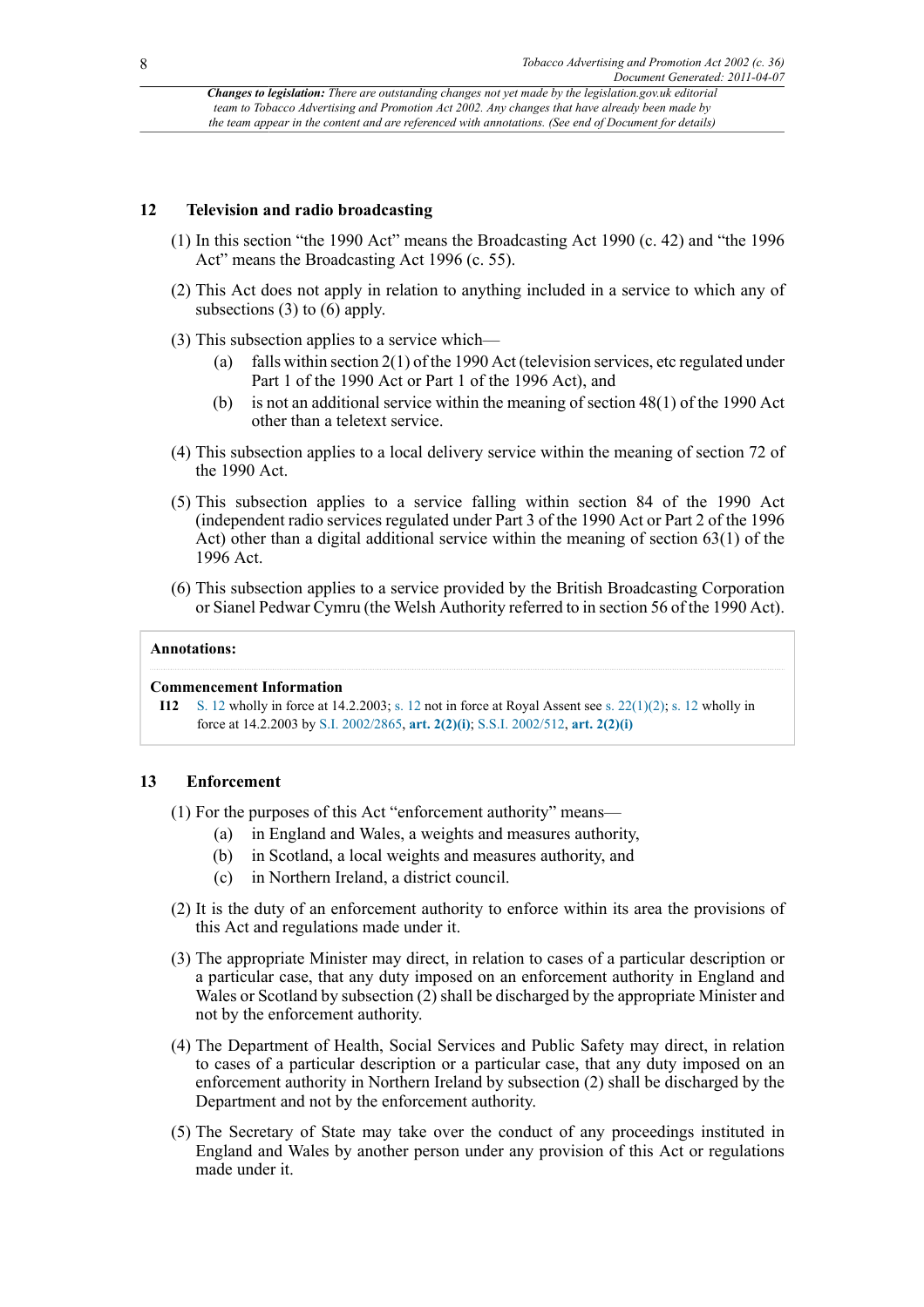*Changes to legislation: There are outstanding changes not yet made by the legislation.gov.uk editorial team to Tobacco Advertising and Promotion Act 2002. Any changes that have already been made by the team appear in the content and are referenced with annotations. (See end of Document for details)*

### 12 Television and radio broadcasting

(1) In this section "the 1990 Act" means the Broadcasting Act 1990 (c. 42) and "the 1996 Act" means the Broadcasting Act 1996 (c. 55).

(2) This Act does not apply in relation to anything included in a service to which any of subsections (3) to (6) apply.

(3) This subsection applies to a service which—

- (a) falls within section 2(1) of the 1990 Act (television services, etc regulated under Part 1 of the 1990 Act or Part 1 of the 1996 Act), and
- (b) is not an additional service within the meaning of section 48(1) of the 1990 Act other than a teletext service.

(4) This subsection applies to a local delivery service within the meaning of section 72 of the 1990 Act.

(5) This subsection applies to a service falling within section 84 of the 1990 Act (independent radio services regulated under Part 3 of the 1990 Act or Part 2 of the 1996 Act) other than a digital additional service within the meaning of section 63(1) of the 1996 Act.

(6) This subsection applies to a service provided by the British Broadcasting Corporation or Sianel Pedwar Cymru (the Welsh Authority referred to in section 56 of the 1990 Act).

**Annotations:**

**Commencement Information**

**I12** S. 12 wholly in force at 14.2.2003; s. 12 not in force at Royal Assent see s. 22(1)(2); s. 12 wholly in force at 14.2.2003 by S.I. 2002/2865, **art. 2(2)(i)**; S.S.I. 2002/512, **art. 2(2)(i)**

### 13 Enforcement

(1) For the purposes of this Act "enforcement authority" means—

- (a) in England and Wales, a weights and measures authority,
- (b) in Scotland, a local weights and measures authority, and
- (c) in Northern Ireland, a district council.

(2) It is the duty of an enforcement authority to enforce within its area the provisions of this Act and regulations made under it.

(3) The appropriate Minister may direct, in relation to cases of a particular description or a particular case, that any duty imposed on an enforcement authority in England and Wales or Scotland by subsection (2) shall be discharged by the appropriate Minister and not by the enforcement authority.

(4) The Department of Health, Social Services and Public Safety may direct, in relation to cases of a particular description or a particular case, that any duty imposed on an enforcement authority in Northern Ireland by subsection (2) shall be discharged by the Department and not by the enforcement authority.

(5) The Secretary of State may take over the conduct of any proceedings instituted in England and Wales by another person under any provision of this Act or regulations made under it.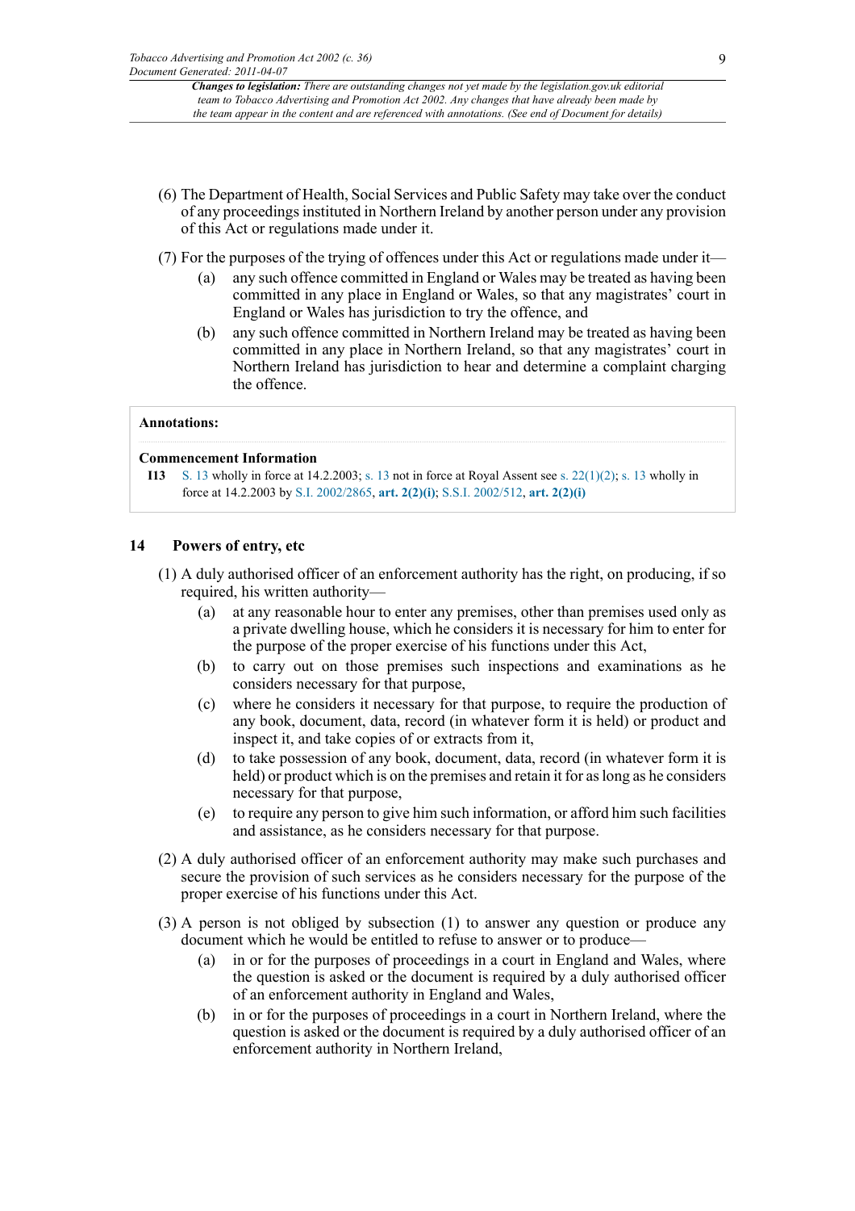(6) The Department of Health, Social Services and Public Safety may take over the conduct of any proceedings instituted in Northern Ireland by another person under any provision of this Act or regulations made under it.

(7) For the purposes of the trying of offences under this Act or regulations made under it—

- (a) any such offence committed in England or Wales may be treated as having been committed in any place in England or Wales, so that any magistrates' court in England or Wales has jurisdiction to try the offence, and
- (b) any such offence committed in Northern Ireland may be treated as having been committed in any place in Northern Ireland, so that any magistrates' court in Northern Ireland has jurisdiction to hear and determine a complaint charging the offence.

**Annotations:**

**Commencement Information**

**I13** S. 13 wholly in force at 14.2.2003; s. 13 not in force at Royal Assent see s. 22(1)(2); s. 13 wholly in force at 14.2.2003 by S.I. 2002/2865, **art. 2(2)(i)**; S.S.I. 2002/512, **art. 2(2)(i)**

## 14 Powers of entry, etc

(1) A duly authorised officer of an enforcement authority has the right, on producing, if so required, his written authority—

- (a) at any reasonable hour to enter any premises, other than premises used only as a private dwelling house, which he considers it is necessary for him to enter for the purpose of the proper exercise of his functions under this Act,
- (b) to carry out on those premises such inspections and examinations as he considers necessary for that purpose,
- (c) where he considers it necessary for that purpose, to require the production of any book, document, data, record (in whatever form it is held) or product and inspect it, and take copies of or extracts from it,
- (d) to take possession of any book, document, data, record (in whatever form it is held) or product which is on the premises and retain it for as long as he considers necessary for that purpose,
- (e) to require any person to give him such information, or afford him such facilities and assistance, as he considers necessary for that purpose.

(2) A duly authorised officer of an enforcement authority may make such purchases and secure the provision of such services as he considers necessary for the purpose of the proper exercise of his functions under this Act.

(3) A person is not obliged by subsection (1) to answer any question or produce any document which he would be entitled to refuse to answer or to produce—

- (a) in or for the purposes of proceedings in a court in England and Wales, where the question is asked or the document is required by a duly authorised officer of an enforcement authority in England and Wales,
- (b) in or for the purposes of proceedings in a court in Northern Ireland, where the question is asked or the document is required by a duly authorised officer of an enforcement authority in Northern Ireland,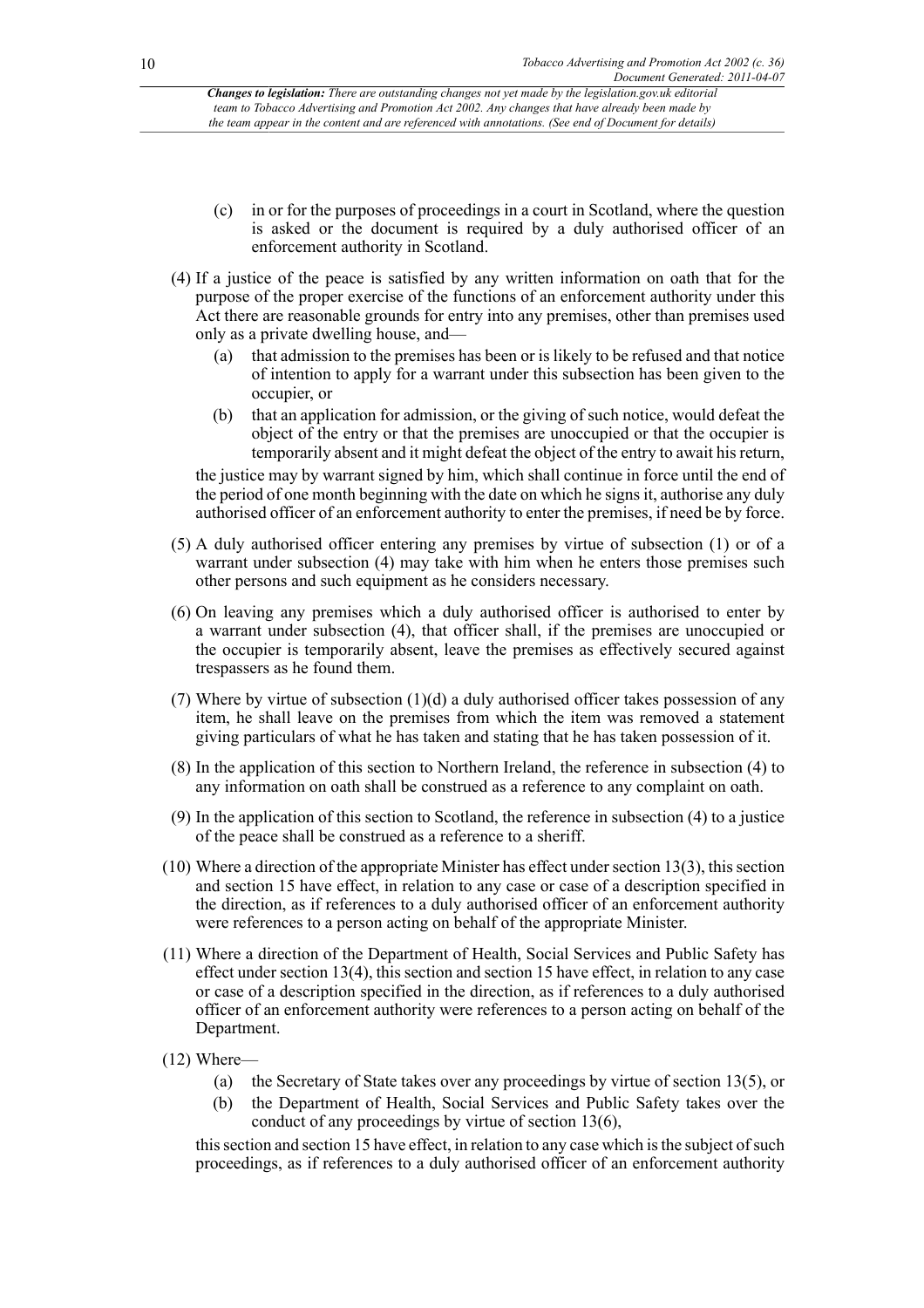(c) in or for the purposes of proceedings in a court in Scotland, where the question is asked or the document is required by a duly authorised officer of an enforcement authority in Scotland.

(4) If a justice of the peace is satisfied by any written information on oath that for the purpose of the proper exercise of the functions of an enforcement authority under this Act there are reasonable grounds for entry into any premises, other than premises used only as a private dwelling house, and—

(a) that admission to the premises has been or is likely to be refused and that notice of intention to apply for a warrant under this subsection has been given to the occupier, or

(b) that an application for admission, or the giving of such notice, would defeat the object of the entry or that the premises are unoccupied or that the occupier is temporarily absent and it might defeat the object of the entry to await his return,

the justice may by warrant signed by him, which shall continue in force until the end of the period of one month beginning with the date on which he signs it, authorise any duly authorised officer of an enforcement authority to enter the premises, if need be by force.

(5) A duly authorised officer entering any premises by virtue of subsection (1) or of a warrant under subsection (4) may take with him when he enters those premises such other persons and such equipment as he considers necessary.

(6) On leaving any premises which a duly authorised officer is authorised to enter by a warrant under subsection (4), that officer shall, if the premises are unoccupied or the occupier is temporarily absent, leave the premises as effectively secured against trespassers as he found them.

(7) Where by virtue of subsection (1)(d) a duly authorised officer takes possession of any item, he shall leave on the premises from which the item was removed a statement giving particulars of what he has taken and stating that he has taken possession of it.

(8) In the application of this section to Northern Ireland, the reference in subsection (4) to any information on oath shall be construed as a reference to any complaint on oath.

(9) In the application of this section to Scotland, the reference in subsection (4) to a justice of the peace shall be construed as a reference to a sheriff.

(10) Where a direction of the appropriate Minister has effect under section 13(3), this section and section 15 have effect, in relation to any case or case of a description specified in the direction, as if references to a duly authorised officer of an enforcement authority were references to a person acting on behalf of the appropriate Minister.

(11) Where a direction of the Department of Health, Social Services and Public Safety has effect under section 13(4), this section and section 15 have effect, in relation to any case or case of a description specified in the direction, as if references to a duly authorised officer of an enforcement authority were references to a person acting on behalf of the Department.

(12) Where—

(a) the Secretary of State takes over any proceedings by virtue of section 13(5), or

(b) the Department of Health, Social Services and Public Safety takes over the conduct of any proceedings by virtue of section 13(6),

this section and section 15 have effect, in relation to any case which is the subject of such proceedings, as if references to a duly authorised officer of an enforcement authority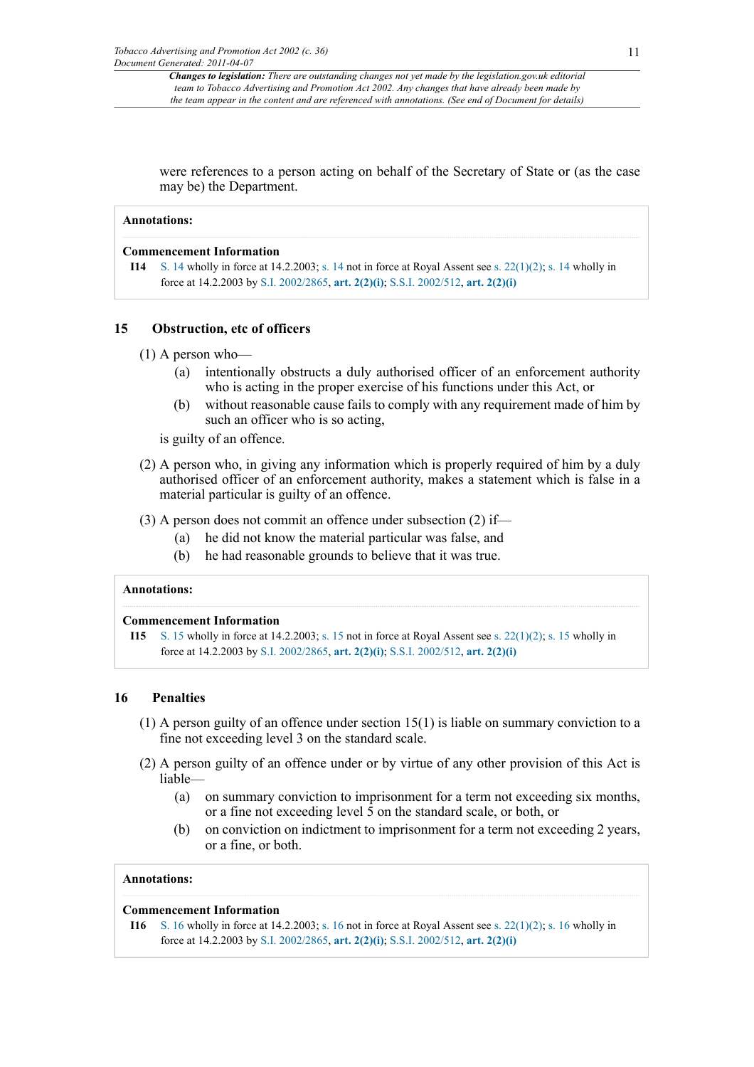were references to a person acting on behalf of the Secretary of State or (as the case may be) the Department.

**Annotations:**

**Commencement Information**

**I14** S. 14 wholly in force at 14.2.2003; s. 14 not in force at Royal Assent see s. 22(1)(2); s. 14 wholly in force at 14.2.2003 by S.I. 2002/2865, **art. 2(2)(i)**; S.S.I. 2002/512, **art. 2(2)(i)**

## 15 Obstruction, etc of officers

(1) A person who—

- (a) intentionally obstructs a duly authorised officer of an enforcement authority who is acting in the proper exercise of his functions under this Act, or
- (b) without reasonable cause fails to comply with any requirement made of him by such an officer who is so acting,

is guilty of an offence.

(2) A person who, in giving any information which is properly required of him by a duly authorised officer of an enforcement authority, makes a statement which is false in a material particular is guilty of an offence.

(3) A person does not commit an offence under subsection (2) if—

- (a) he did not know the material particular was false, and
- (b) he had reasonable grounds to believe that it was true.

**Annotations:**

**Commencement Information**

**I15** S. 15 wholly in force at 14.2.2003; s. 15 not in force at Royal Assent see s. 22(1)(2); s. 15 wholly in force at 14.2.2003 by S.I. 2002/2865, **art. 2(2)(i)**; S.S.I. 2002/512, **art. 2(2)(i)**

## 16 Penalties

(1) A person guilty of an offence under section 15(1) is liable on summary conviction to a fine not exceeding level 3 on the standard scale.

(2) A person guilty of an offence under or by virtue of any other provision of this Act is liable—

- (a) on summary conviction to imprisonment for a term not exceeding six months, or a fine not exceeding level 5 on the standard scale, or both, or
- (b) on conviction on indictment to imprisonment for a term not exceeding 2 years, or a fine, or both.

**Annotations:**

**Commencement Information**

**I16** S. 16 wholly in force at 14.2.2003; s. 16 not in force at Royal Assent see s. 22(1)(2); s. 16 wholly in force at 14.2.2003 by S.I. 2002/2865, **art. 2(2)(i)**; S.S.I. 2002/512, **art. 2(2)(i)**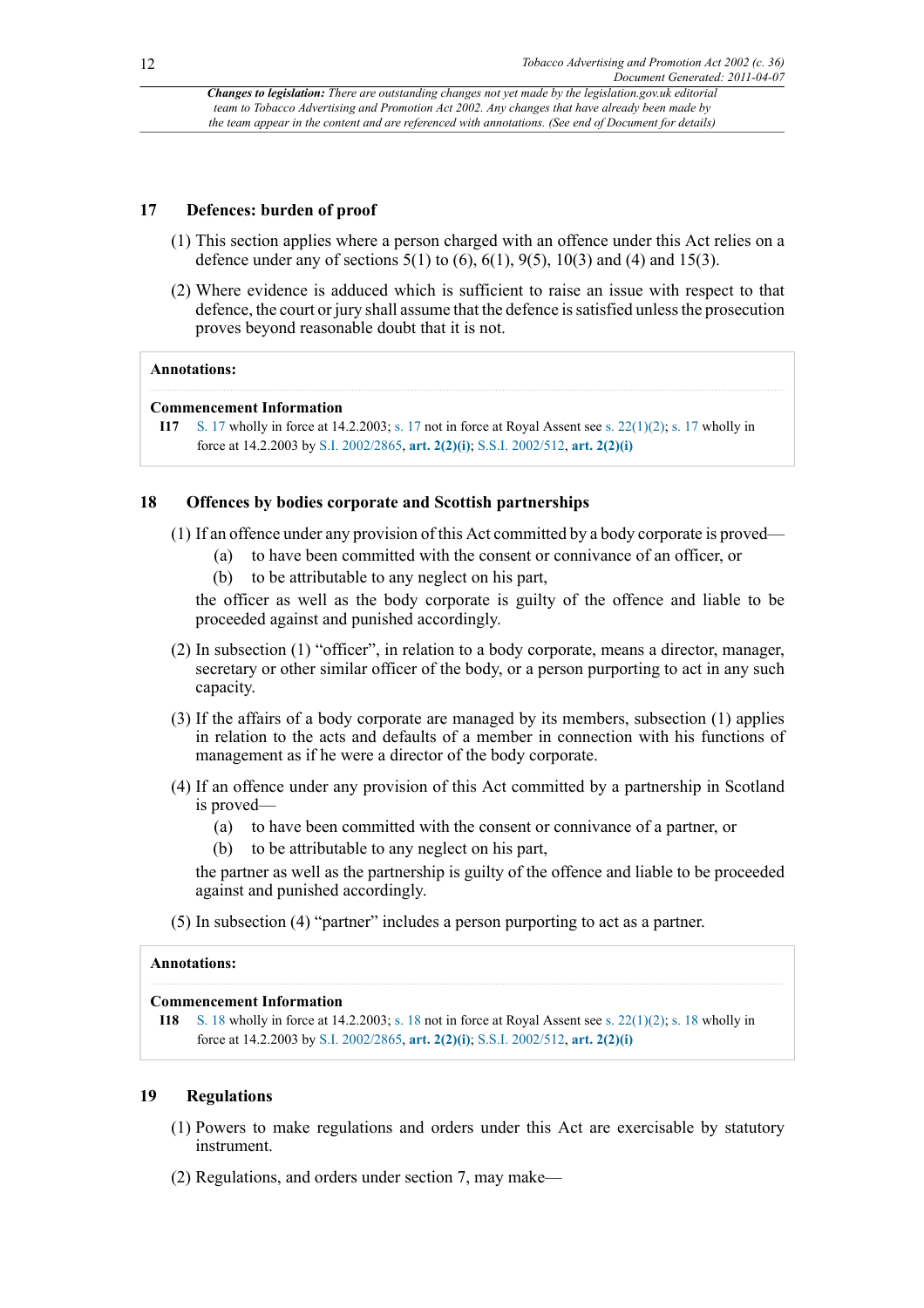*Changes to legislation: There are outstanding changes not yet made by the legislation.gov.uk editorial team to Tobacco Advertising and Promotion Act 2002. Any changes that have already been made by the team appear in the content and are referenced with annotations. (See end of Document for details)*

## 17 Defences: burden of proof

(1) This section applies where a person charged with an offence under this Act relies on a defence under any of sections 5(1) to (6), 6(1), 9(5), 10(3) and (4) and 15(3).

(2) Where evidence is adduced which is sufficient to raise an issue with respect to that defence, the court or jury shall assume that the defence is satisfied unless the prosecution proves beyond reasonable doubt that it is not.

**Annotations:**

**Commencement Information**

**I17** S. 17 wholly in force at 14.2.2003; s. 17 not in force at Royal Assent see s. 22(1)(2); s. 17 wholly in force at 14.2.2003 by S.I. 2002/2865, **art. 2(2)(i)**; S.S.I. 2002/512, **art. 2(2)(i)**

## 18 Offences by bodies corporate and Scottish partnerships

(1) If an offence under any provision of this Act committed by a body corporate is proved—

(a) to have been committed with the consent or connivance of an officer, or

(b) to be attributable to any neglect on his part,

the officer as well as the body corporate is guilty of the offence and liable to be proceeded against and punished accordingly.

(2) In subsection (1) "officer", in relation to a body corporate, means a director, manager, secretary or other similar officer of the body, or a person purporting to act in any such capacity.

(3) If the affairs of a body corporate are managed by its members, subsection (1) applies in relation to the acts and defaults of a member in connection with his functions of management as if he were a director of the body corporate.

(4) If an offence under any provision of this Act committed by a partnership in Scotland is proved—

(a) to have been committed with the consent or connivance of a partner, or

(b) to be attributable to any neglect on his part,

the partner as well as the partnership is guilty of the offence and liable to be proceeded against and punished accordingly.

(5) In subsection (4) "partner" includes a person purporting to act as a partner.

**Annotations:**

**Commencement Information**

**I18** S. 18 wholly in force at 14.2.2003; s. 18 not in force at Royal Assent see s. 22(1)(2); s. 18 wholly in force at 14.2.2003 by S.I. 2002/2865, **art. 2(2)(i)**; S.S.I. 2002/512, **art. 2(2)(i)**

## 19 Regulations

(1) Powers to make regulations and orders under this Act are exercisable by statutory instrument.

(2) Regulations, and orders under section 7, may make—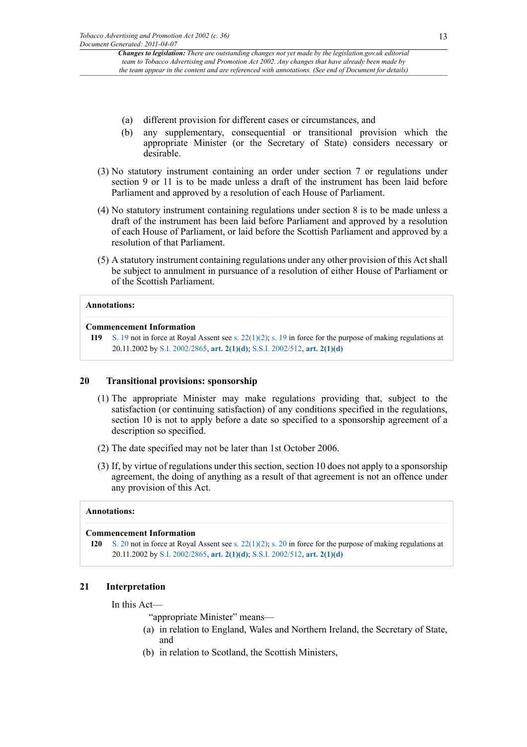(a) different provision for different cases or circumstances, and

(b) any supplementary, consequential or transitional provision which the appropriate Minister (or the Secretary of State) considers necessary or desirable.

(3) No statutory instrument containing an order under section 7 or regulations under section 9 or 11 is to be made unless a draft of the instrument has been laid before Parliament and approved by a resolution of each House of Parliament.

(4) No statutory instrument containing regulations under section 8 is to be made unless a draft of the instrument has been laid before Parliament and approved by a resolution of each House of Parliament, or laid before the Scottish Parliament and approved by a resolution of that Parliament.

(5) A statutory instrument containing regulations under any other provision of this Act shall be subject to annulment in pursuance of a resolution of either House of Parliament or of the Scottish Parliament.

**Annotations:**

**Commencement Information**

**I19** S. 19 not in force at Royal Assent see s. 22(1)(2); s. 19 in force for the purpose of making regulations at 20.11.2002 by S.I. 2002/2865, **art. 2(1)(d)**; S.S.I. 2002/512, **art. 2(1)(d)**

## 20 Transitional provisions: sponsorship

(1) The appropriate Minister may make regulations providing that, subject to the satisfaction (or continuing satisfaction) of any conditions specified in the regulations, section 10 is not to apply before a date so specified to a sponsorship agreement of a description so specified.

(2) The date specified may not be later than 1st October 2006.

(3) If, by virtue of regulations under this section, section 10 does not apply to a sponsorship agreement, the doing of anything as a result of that agreement is not an offence under any provision of this Act.

**Annotations:**

**Commencement Information**

**I20** S. 20 not in force at Royal Assent see s. 22(1)(2); s. 20 in force for the purpose of making regulations at 20.11.2002 by S.I. 2002/2865, **art. 2(1)(d)**; S.S.I. 2002/512, **art. 2(1)(d)**

## 21 Interpretation

In this Act—

"appropriate Minister" means—

(a) in relation to England, Wales and Northern Ireland, the Secretary of State, and

(b) in relation to Scotland, the Scottish Ministers,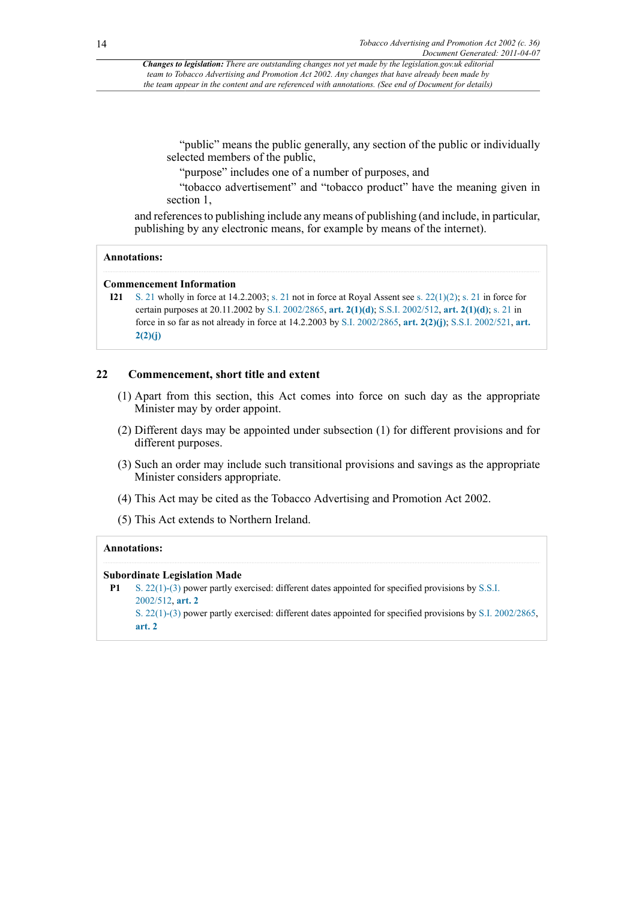*Changes to legislation:* *There are outstanding changes not yet made by the legislation.gov.uk editorial team to Tobacco Advertising and Promotion Act 2002. Any changes that have already been made by the team appear in the content and are referenced with annotations. (See end of Document for details)*

"public" means the public generally, any section of the public or individually selected members of the public,

"purpose" includes one of a number of purposes, and

"tobacco advertisement" and "tobacco product" have the meaning given in section 1,

and references to publishing include any means of publishing (and include, in particular, publishing by any electronic means, for example by means of the internet).

**Annotations:**

**Commencement Information**

**I21** S. 21 wholly in force at 14.2.2003; s. 21 not in force at Royal Assent see s. 22(1)(2); s. 21 in force for certain purposes at 20.11.2002 by S.I. 2002/2865, **art. 2(1)(d)**; S.S.I. 2002/512, **art. 2(1)(d)**; s. 21 in force in so far as not already in force at 14.2.2003 by S.I. 2002/2865, **art. 2(2)(j)**; S.S.I. 2002/521, **art. 2(2)(j)**

## 22 Commencement, short title and extent

(1) Apart from this section, this Act comes into force on such day as the appropriate Minister may by order appoint.

(2) Different days may be appointed under subsection (1) for different provisions and for different purposes.

(3) Such an order may include such transitional provisions and savings as the appropriate Minister considers appropriate.

(4) This Act may be cited as the Tobacco Advertising and Promotion Act 2002.

(5) This Act extends to Northern Ireland.

**Annotations:**

**Subordinate Legislation Made**

**P1** S. 22(1)-(3) power partly exercised: different dates appointed for specified provisions by S.S.I. 2002/512, **art. 2**

S. 22(1)-(3) power partly exercised: different dates appointed for specified provisions by S.I. 2002/2865, **art. 2**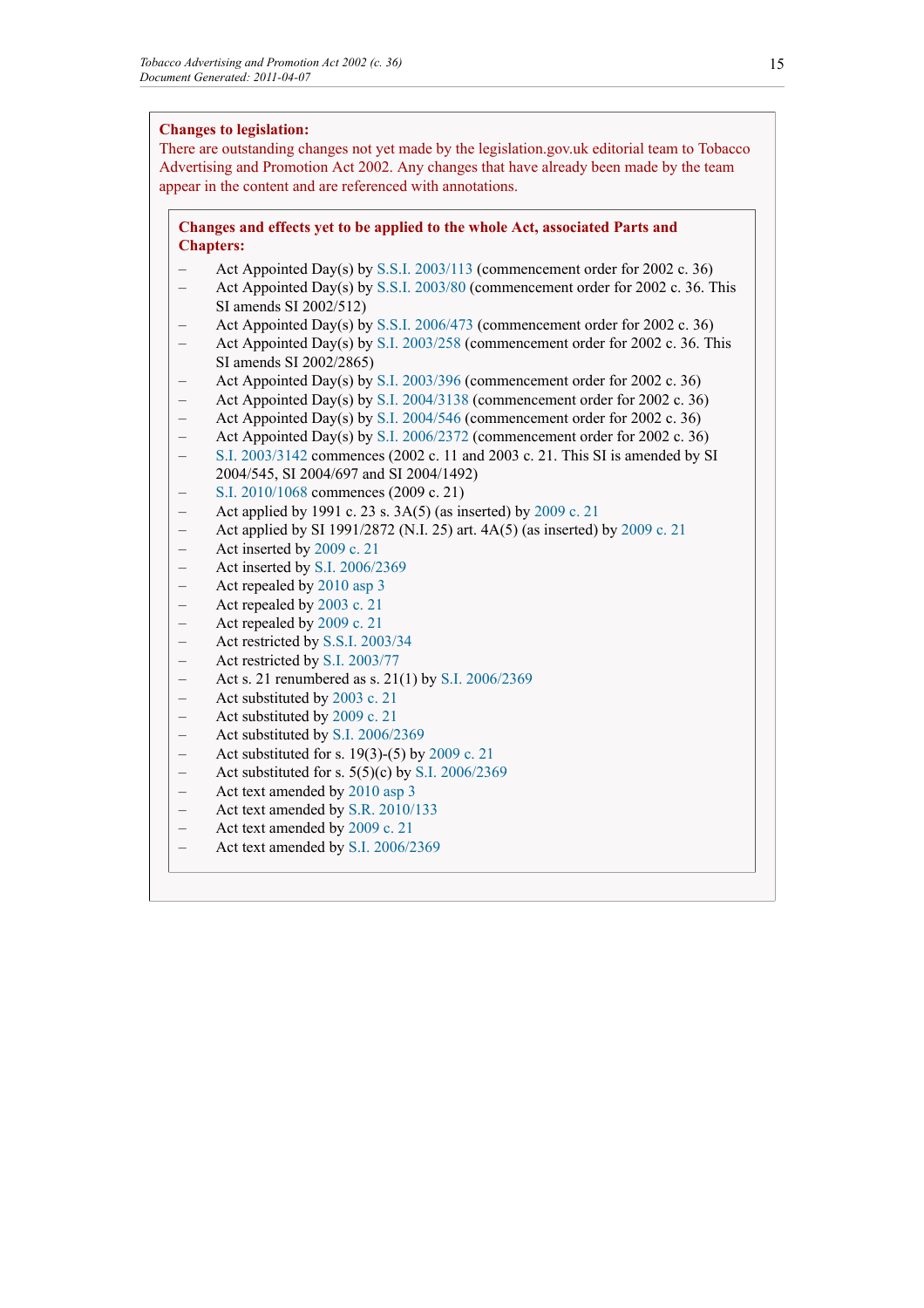**Changes to legislation:**
There are outstanding changes not yet made by the legislation.gov.uk editorial team to Tobacco Advertising and Promotion Act 2002. Any changes that have already been made by the team appear in the content and are referenced with annotations.

**Changes and effects yet to be applied to the whole Act, associated Parts and Chapters:**

- Act Appointed Day(s) by S.S.I. 2003/113 (commencement order for 2002 c. 36)
- Act Appointed Day(s) by S.S.I. 2003/80 (commencement order for 2002 c. 36. This SI amends SI 2002/512)
- Act Appointed Day(s) by S.S.I. 2006/473 (commencement order for 2002 c. 36)
- Act Appointed Day(s) by S.I. 2003/258 (commencement order for 2002 c. 36. This SI amends SI 2002/2865)
- Act Appointed Day(s) by S.I. 2003/396 (commencement order for 2002 c. 36)
- Act Appointed Day(s) by S.I. 2004/3138 (commencement order for 2002 c. 36)
- Act Appointed Day(s) by S.I. 2004/546 (commencement order for 2002 c. 36)
- Act Appointed Day(s) by S.I. 2006/2372 (commencement order for 2002 c. 36)
- S.I. 2003/3142 commences (2002 c. 11 and 2003 c. 21. This SI is amended by SI 2004/545, SI 2004/697 and SI 2004/1492)
- S.I. 2010/1068 commences (2009 c. 21)
- Act applied by 1991 c. 23 s. 3A(5) (as inserted) by 2009 c. 21
- Act applied by SI 1991/2872 (N.I. 25) art. 4A(5) (as inserted) by 2009 c. 21
- Act inserted by 2009 c. 21
- Act inserted by S.I. 2006/2369
- Act repealed by 2010 asp 3
- Act repealed by 2003 c. 21
- Act repealed by 2009 c. 21
- Act restricted by S.S.I. 2003/34
- Act restricted by S.I. 2003/77
- Act s. 21 renumbered as s. 21(1) by S.I. 2006/2369
- Act substituted by 2003 c. 21
- Act substituted by 2009 c. 21
- Act substituted by S.I. 2006/2369
- Act substituted for s. 19(3)-(5) by 2009 c. 21
- Act substituted for s. 5(5)(c) by S.I. 2006/2369
- Act text amended by 2010 asp 3
- Act text amended by S.R. 2010/133
- Act text amended by 2009 c. 21
- Act text amended by S.I. 2006/2369